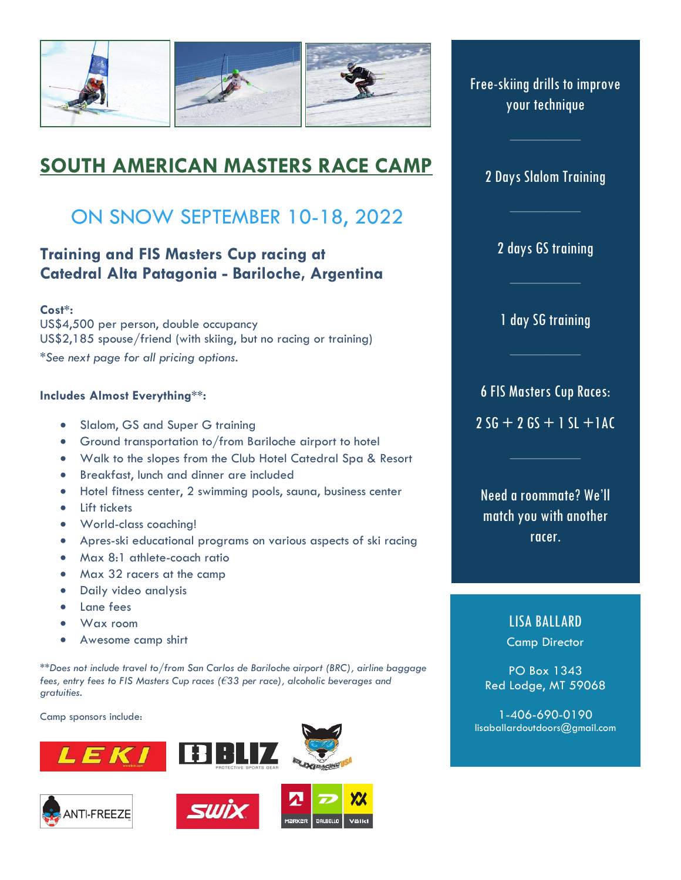# SOUTH AMERICAN MASTERS RACE CAMP

## ON SNOW SEPTEMBER 10-18, 2022

### Training and FIS Masters Cup racing at Catedral Alta Patagonia - Bariloche, Argentina

**Cost*:**
US$4,500 per person, double occupancy
US$2,185 spouse/friend (with skiing, but no racing or training)
*\*See next page for all pricing options.*

**Includes Almost Everything**:**

- Slalom, GS and Super G training
- Ground transportation to/from Bariloche airport to hotel
- Walk to the slopes from the Club Hotel Catedral Spa & Resort
- Breakfast, lunch and dinner are included
- Hotel fitness center, 2 swimming pools, sauna, business center
- Lift tickets
- World-class coaching!
- Apres-ski educational programs on various aspects of ski racing
- Max 8:1 athlete-coach ratio
- Max 32 racers at the camp
- Daily video analysis
- Lane fees
- Wax room
- Awesome camp shirt

*\*\*Does not include travel to/from San Carlos de Bariloche airport (BRC), airline baggage fees, entry fees to FIS Masters Cup races (€33 per race), alcoholic beverages and gratuities.*

Camp sponsors include:

LEKI, BLIZ, FUXI RACING USA, ANTI-FREEZE, SWIX, MARKER, DALBELLO, VÖLKL

---

Free-skiing drills to improve your technique

2 Days Slalom Training

2 days GS training

1 day SG training

6 FIS Masters Cup Races:
2 SG + 2 GS + 1 SL +1AC

Need a roommate? We'll match you with another racer.

---

**LISA BALLARD**
Camp Director

PO Box 1343
Red Lodge, MT 59068

1-406-690-0190
lisaballardoutdoors@gmail.com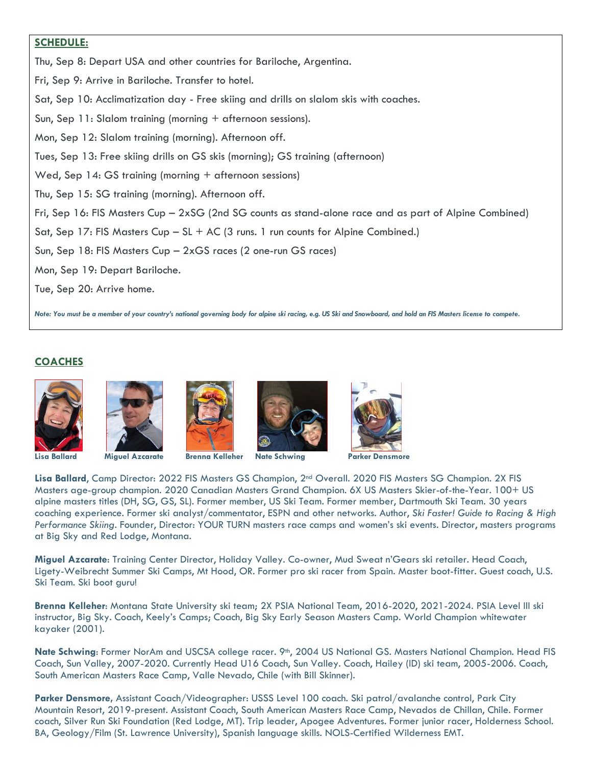## SCHEDULE:

Thu, Sep 8: Depart USA and other countries for Bariloche, Argentina.

Fri, Sep 9: Arrive in Bariloche. Transfer to hotel.

Sat, Sep 10: Acclimatization day - Free skiing and drills on slalom skis with coaches.

Sun, Sep 11: Slalom training (morning + afternoon sessions).

Mon, Sep 12: Slalom training (morning). Afternoon off.

Tues, Sep 13: Free skiing drills on GS skis (morning); GS training (afternoon)

Wed, Sep 14: GS training (morning + afternoon sessions)

Thu, Sep 15: SG training (morning). Afternoon off.

Fri, Sep 16: FIS Masters Cup – 2xSG (2nd SG counts as stand-alone race and as part of Alpine Combined)

Sat, Sep 17: FIS Masters Cup – SL + AC (3 runs. 1 run counts for Alpine Combined.)

Sun, Sep 18: FIS Masters Cup – 2xGS races (2 one-run GS races)

Mon, Sep 19: Depart Bariloche.

Tue, Sep 20: Arrive home.

***Note: You must be a member of your country's national governing body for alpine ski racing, e.g. US Ski and Snowboard, and hold an FIS Masters license to compete.***

## COACHES

**Lisa Ballard** **Miguel Azcarate** **Brenna Kelleher** **Nate Schwing** **Parker Densmore**

**Lisa Ballard**, Camp Director: 2022 FIS Masters GS Champion, 2nd Overall. 2020 FIS Masters SG Champion. 2X FIS Masters age-group champion. 2020 Canadian Masters Grand Champion. 6X US Masters Skier-of-the-Year. 100+ US alpine masters titles (DH, SG, GS, SL). Former member, US Ski Team. Former member, Dartmouth Ski Team. 30 years coaching experience. Former ski analyst/commentator, ESPN and other networks. Author, *Ski Faster! Guide to Racing & High Performance Skiing*. Founder, Director: YOUR TURN masters race camps and women's ski events. Director, masters programs at Big Sky and Red Lodge, Montana.

**Miguel Azcarate**: Training Center Director, Holiday Valley. Co-owner, Mud Sweat n'Gears ski retailer. Head Coach, Ligety-Weibrecht Summer Ski Camps, Mt Hood, OR. Former pro ski racer from Spain. Master boot-fitter. Guest coach, U.S. Ski Team. Ski boot guru!

**Brenna Kelleher**: Montana State University ski team; 2X PSIA National Team, 2016-2020, 2021-2024. PSIA Level III ski instructor, Big Sky. Coach, Keely's Camps; Coach, Big Sky Early Season Masters Camp. World Champion whitewater kayaker (2001).

**Nate Schwing**: Former NorAm and USCSA college racer. 9th, 2004 US National GS. Masters National Champion. Head FIS Coach, Sun Valley, 2007-2020. Currently Head U16 Coach, Sun Valley. Coach, Hailey (ID) ski team, 2005-2006. Coach, South American Masters Race Camp, Valle Nevado, Chile (with Bill Skinner).

**Parker Densmore**, Assistant Coach/Videographer: USSS Level 100 coach. Ski patrol/avalanche control, Park City Mountain Resort, 2019-present. Assistant Coach, South American Masters Race Camp, Nevados de Chillan, Chile. Former coach, Silver Run Ski Foundation (Red Lodge, MT). Trip leader, Apogee Adventures. Former junior racer, Holderness School. BA, Geology/Film (St. Lawrence University), Spanish language skills. NOLS-Certified Wilderness EMT.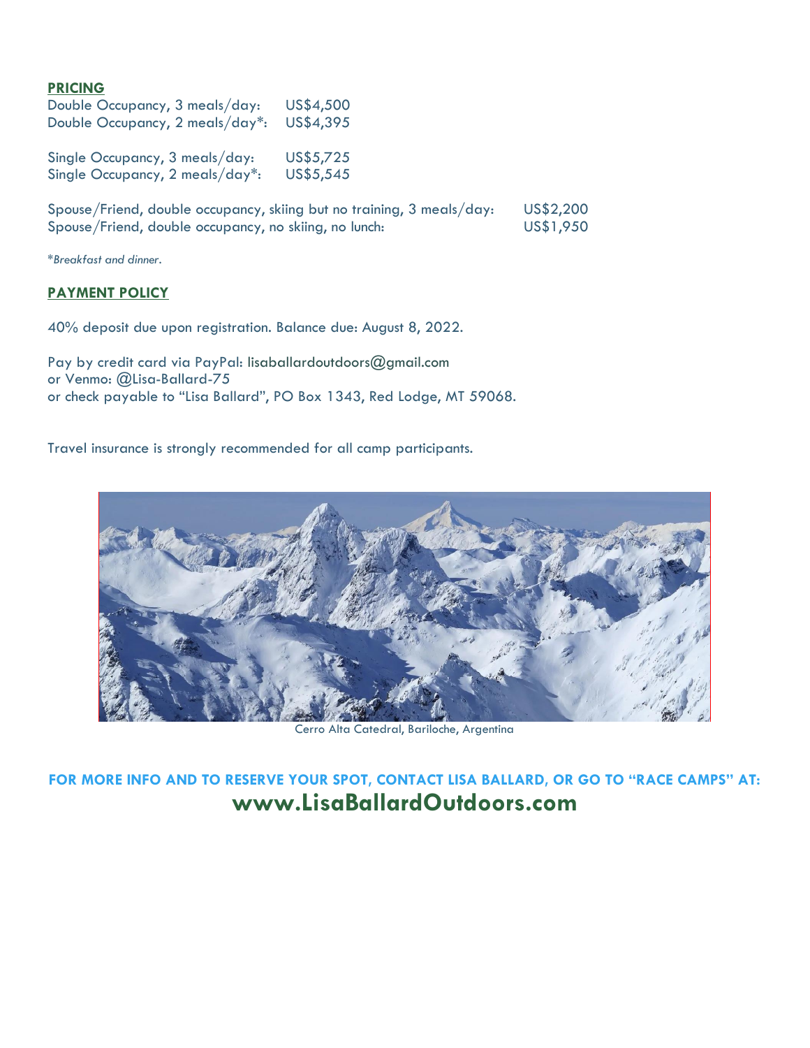## PRICING

| | |
|---|---|
| Double Occupancy, 3 meals/day: | US$4,500 |
| Double Occupancy, 2 meals/day*: | US$4,395 |
| Single Occupancy, 3 meals/day: | US$5,725 |
| Single Occupancy, 2 meals/day*: | US$5,545 |
| Spouse/Friend, double occupancy, skiing but no training, 3 meals/day: | US$2,200 |
| Spouse/Friend, double occupancy, no skiing, no lunch: | US$1,950 |

**Breakfast and dinner.*

## PAYMENT POLICY

40% deposit due upon registration. Balance due: August 8, 2022.

Pay by credit card via PayPal: lisaballardoutdoors@gmail.com
or Venmo: @Lisa-Ballard-75
or check payable to "Lisa Ballard", PO Box 1343, Red Lodge, MT 59068.

Travel insurance is strongly recommended for all camp participants.

Cerro Alta Catedral, Bariloche, Argentina

**FOR MORE INFO AND TO RESERVE YOUR SPOT, CONTACT LISA BALLARD, OR GO TO "RACE CAMPS" AT:**

**www.LisaBallardOutdoors.com**